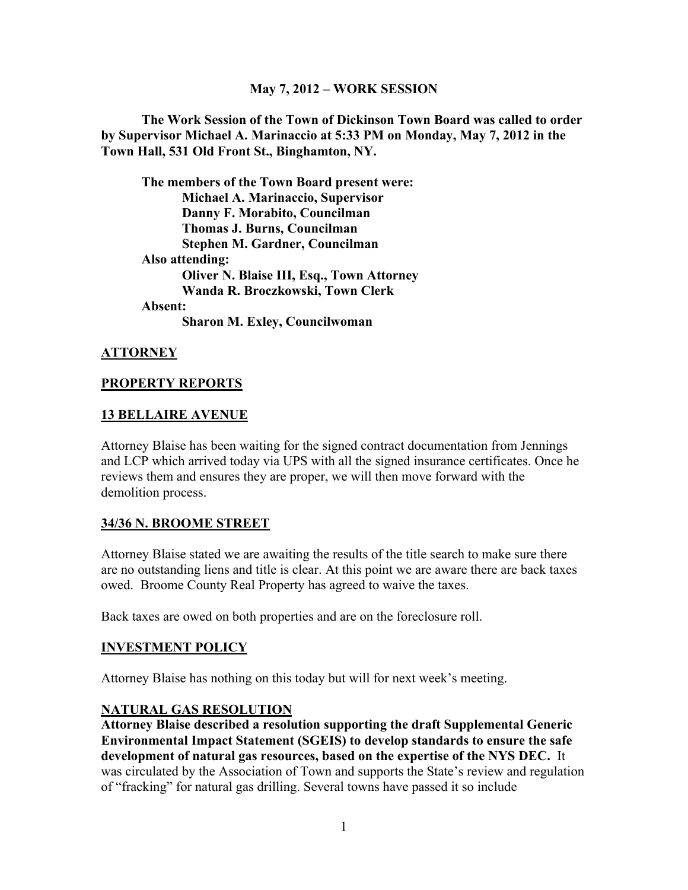**May 7, 2012 – WORK SESSION**

**The Work Session of the Town of Dickinson Town Board was called to order by Supervisor Michael A. Marinaccio at 5:33 PM on Monday, May 7, 2012 in the Town Hall, 531 Old Front St., Binghamton, NY.**

**The members of the Town Board present were:**
**Michael A. Marinaccio, Supervisor**
**Danny F. Morabito, Councilman**
**Thomas J. Burns, Councilman**
**Stephen M. Gardner, Councilman**
**Also attending:**
**Oliver N. Blaise III, Esq., Town Attorney**
**Wanda R. Broczkowski, Town Clerk**
**Absent:**
**Sharon M. Exley, Councilwoman**

## ATTORNEY

## PROPERTY REPORTS

## 13 BELLAIRE AVENUE

Attorney Blaise has been waiting for the signed contract documentation from Jennings and LCP which arrived today via UPS with all the signed insurance certificates. Once he reviews them and ensures they are proper, we will then move forward with the demolition process.

## 34/36 N. BROOME STREET

Attorney Blaise stated we are awaiting the results of the title search to make sure there are no outstanding liens and title is clear. At this point we are aware there are back taxes owed. Broome County Real Property has agreed to waive the taxes.

Back taxes are owed on both properties and are on the foreclosure roll.

## INVESTMENT POLICY

Attorney Blaise has nothing on this today but will for next week's meeting.

## NATURAL GAS RESOLUTION

**Attorney Blaise described a resolution supporting the draft Supplemental Generic Environmental Impact Statement (SGEIS) to develop standards to ensure the safe development of natural gas resources, based on the expertise of the NYS DEC.** It was circulated by the Association of Town and supports the State's review and regulation of "fracking" for natural gas drilling. Several towns have passed it so include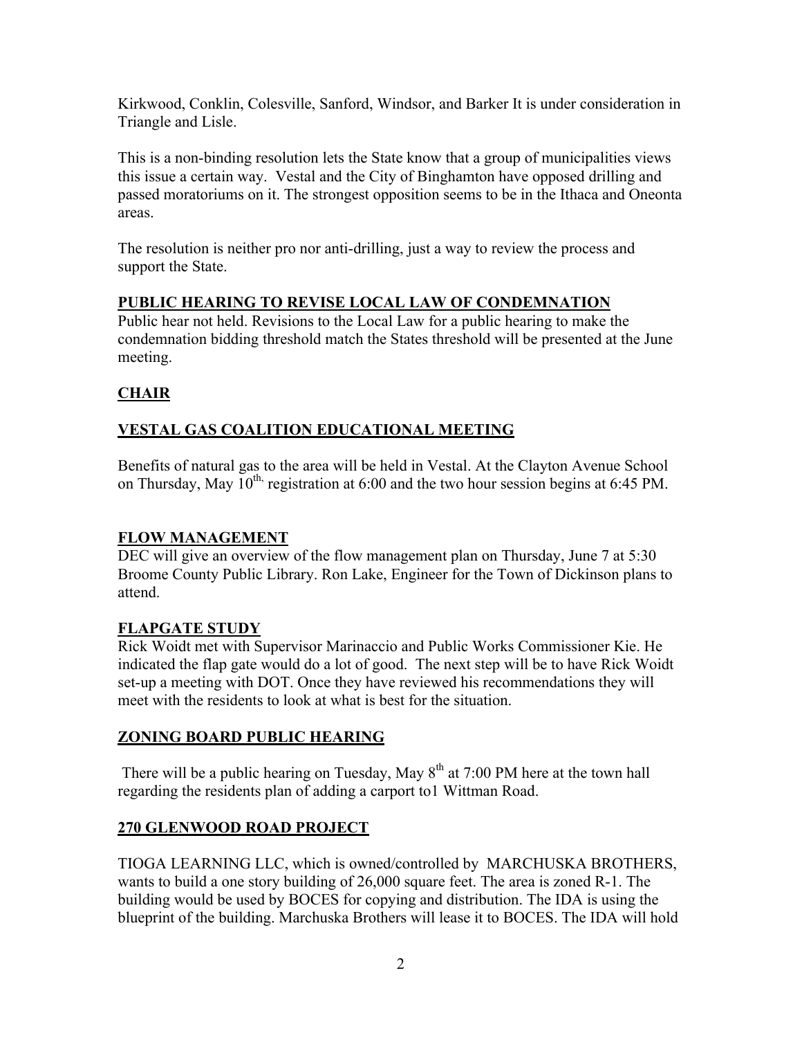Kirkwood, Conklin, Colesville, Sanford, Windsor, and Barker It is under consideration in Triangle and Lisle.

This is a non-binding resolution lets the State know that a group of municipalities views this issue a certain way. Vestal and the City of Binghamton have opposed drilling and passed moratoriums on it. The strongest opposition seems to be in the Ithaca and Oneonta areas.

The resolution is neither pro nor anti-drilling, just a way to review the process and support the State.

**PUBLIC HEARING TO REVISE LOCAL LAW OF CONDEMNATION**

Public hear not held. Revisions to the Local Law for a public hearing to make the condemnation bidding threshold match the States threshold will be presented at the June meeting.

**CHAIR**

**VESTAL GAS COALITION EDUCATIONAL MEETING**

Benefits of natural gas to the area will be held in Vestal. At the Clayton Avenue School on Thursday, May 10th, registration at 6:00 and the two hour session begins at 6:45 PM.

**FLOW MANAGEMENT**

DEC will give an overview of the flow management plan on Thursday, June 7 at 5:30 Broome County Public Library. Ron Lake, Engineer for the Town of Dickinson plans to attend.

**FLAPGATE STUDY**

Rick Woidt met with Supervisor Marinaccio and Public Works Commissioner Kie. He indicated the flap gate would do a lot of good. The next step will be to have Rick Woidt set-up a meeting with DOT. Once they have reviewed his recommendations they will meet with the residents to look at what is best for the situation.

**ZONING BOARD PUBLIC HEARING**

There will be a public hearing on Tuesday, May 8th at 7:00 PM here at the town hall regarding the residents plan of adding a carport to1 Wittman Road.

**270 GLENWOOD ROAD PROJECT**

TIOGA LEARNING LLC, which is owned/controlled by MARCHUSKA BROTHERS, wants to build a one story building of 26,000 square feet. The area is zoned R-1. The building would be used by BOCES for copying and distribution. The IDA is using the blueprint of the building. Marchuska Brothers will lease it to BOCES. The IDA will hold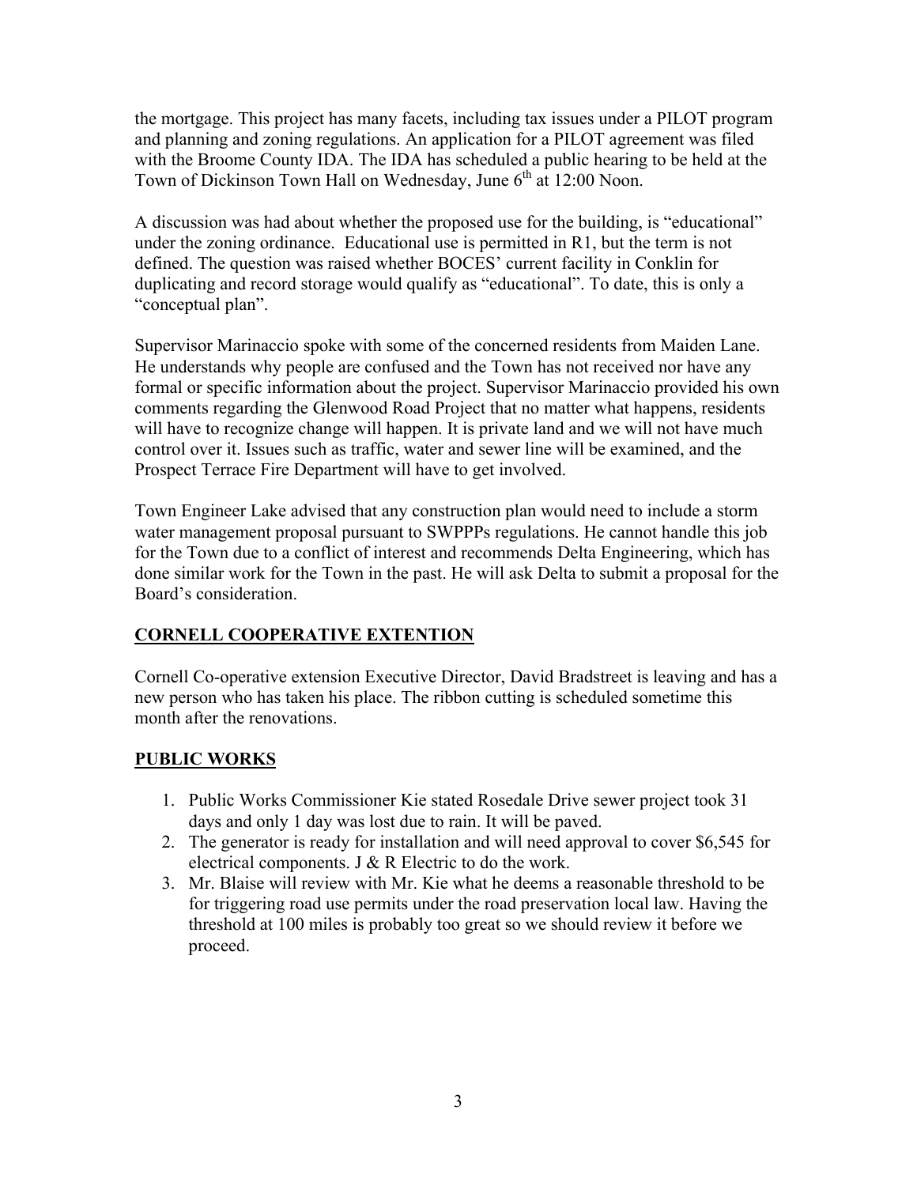the mortgage. This project has many facets, including tax issues under a PILOT program and planning and zoning regulations. An application for a PILOT agreement was filed with the Broome County IDA. The IDA has scheduled a public hearing to be held at the Town of Dickinson Town Hall on Wednesday, June 6th at 12:00 Noon.

A discussion was had about whether the proposed use for the building, is "educational" under the zoning ordinance. Educational use is permitted in R1, but the term is not defined. The question was raised whether BOCES' current facility in Conklin for duplicating and record storage would qualify as "educational". To date, this is only a "conceptual plan".

Supervisor Marinaccio spoke with some of the concerned residents from Maiden Lane. He understands why people are confused and the Town has not received nor have any formal or specific information about the project. Supervisor Marinaccio provided his own comments regarding the Glenwood Road Project that no matter what happens, residents will have to recognize change will happen. It is private land and we will not have much control over it. Issues such as traffic, water and sewer line will be examined, and the Prospect Terrace Fire Department will have to get involved.

Town Engineer Lake advised that any construction plan would need to include a storm water management proposal pursuant to SWPPPs regulations. He cannot handle this job for the Town due to a conflict of interest and recommends Delta Engineering, which has done similar work for the Town in the past. He will ask Delta to submit a proposal for the Board's consideration.

**CORNELL COOPERATIVE EXTENTION**

Cornell Co-operative extension Executive Director, David Bradstreet is leaving and has a new person who has taken his place. The ribbon cutting is scheduled sometime this month after the renovations.

**PUBLIC WORKS**

1. Public Works Commissioner Kie stated Rosedale Drive sewer project took 31 days and only 1 day was lost due to rain. It will be paved.
2. The generator is ready for installation and will need approval to cover $6,545 for electrical components. J & R Electric to do the work.
3. Mr. Blaise will review with Mr. Kie what he deems a reasonable threshold to be for triggering road use permits under the road preservation local law. Having the threshold at 100 miles is probably too great so we should review it before we proceed.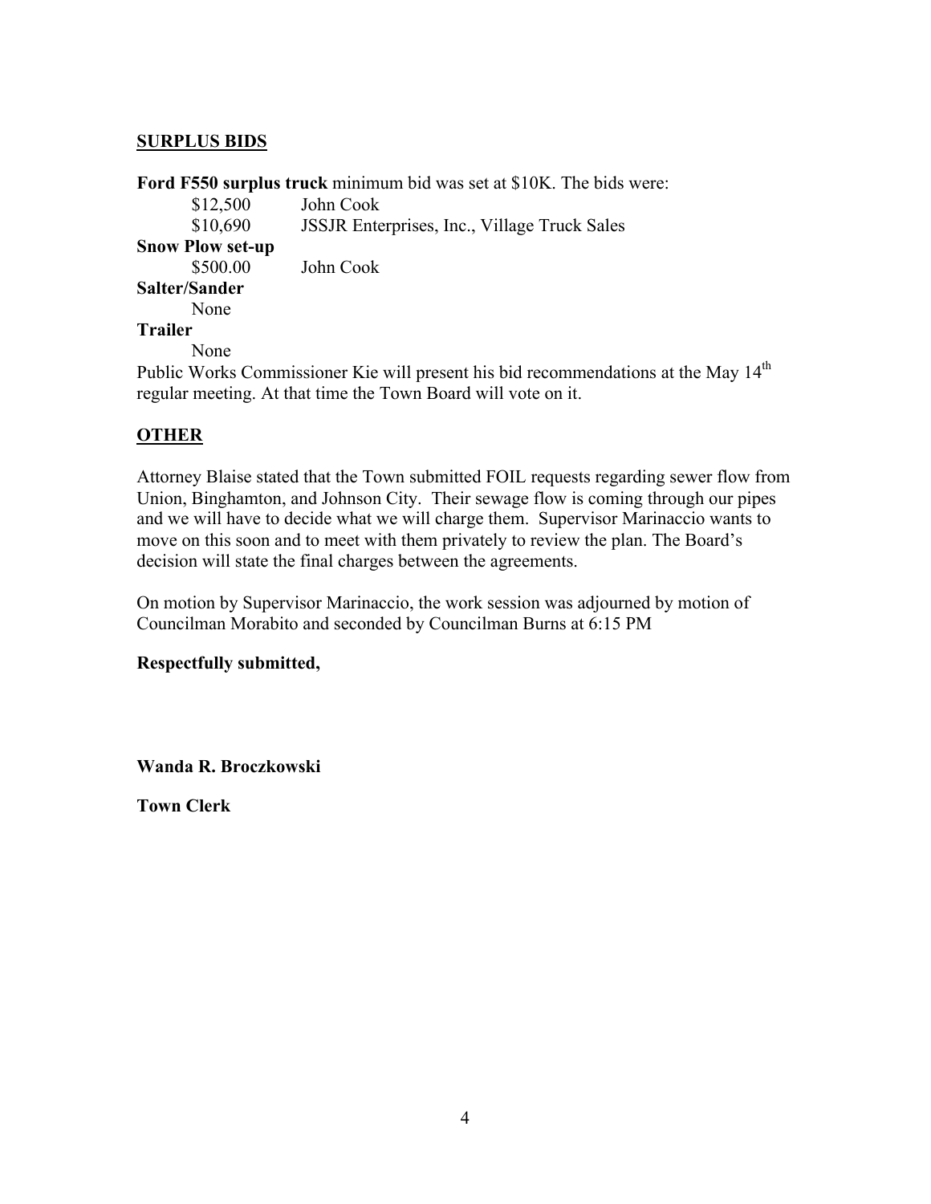## SURPLUS BIDS

**Ford F550 surplus truck** minimum bid was set at $10K. The bids were:

| | |
|---|---|
| $12,500 | John Cook |
| $10,690 | JSSJR Enterprises, Inc., Village Truck Sales |

**Snow Plow set-up**

| | |
|---|---|
| $500.00 | John Cook |

**Salter/Sander**

None

**Trailer**

None

Public Works Commissioner Kie will present his bid recommendations at the May 14th regular meeting. At that time the Town Board will vote on it.

## OTHER

Attorney Blaise stated that the Town submitted FOIL requests regarding sewer flow from Union, Binghamton, and Johnson City. Their sewage flow is coming through our pipes and we will have to decide what we will charge them. Supervisor Marinaccio wants to move on this soon and to meet with them privately to review the plan. The Board's decision will state the final charges between the agreements.

On motion by Supervisor Marinaccio, the work session was adjourned by motion of Councilman Morabito and seconded by Councilman Burns at 6:15 PM

**Respectfully submitted,**

**Wanda R. Broczkowski**

**Town Clerk**